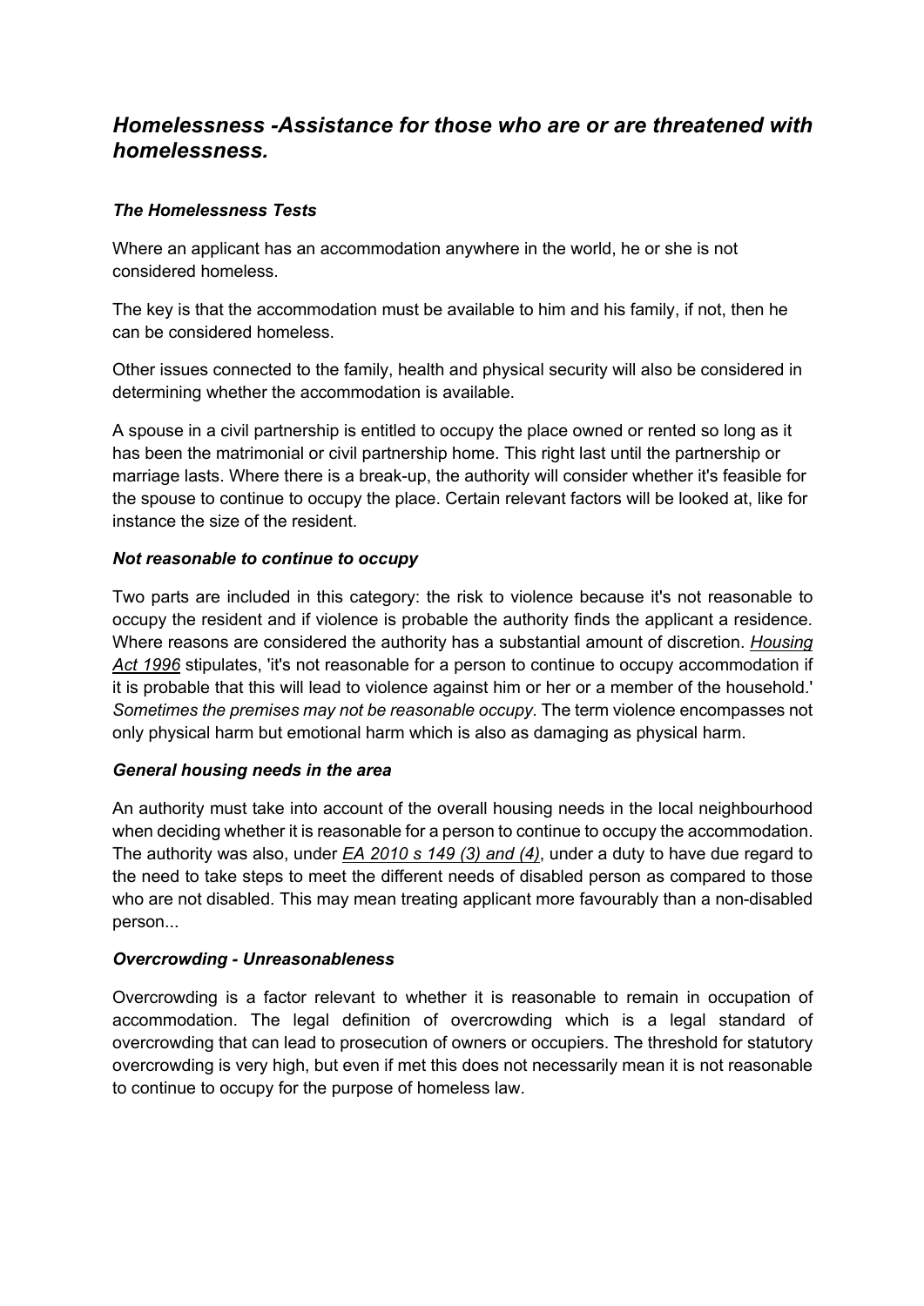# *Homelessness -Assistance for those who are or are threatened with homelessness.*

### *The Homelessness Tests*

Where an applicant has an accommodation anywhere in the world, he or she is not considered homeless.

The key is that the accommodation must be available to him and his family, if not, then he can be considered homeless.

Other issues connected to the family, health and physical security will also be considered in determining whether the accommodation is available.

A spouse in a civil partnership is entitled to occupy the place owned or rented so long as it has been the matrimonial or civil partnership home. This right last until the partnership or marriage lasts. Where there is a break-up, the authority will consider whether it's feasible for the spouse to continue to occupy the place. Certain relevant factors will be looked at, like for instance the size of the resident.

### *Not reasonable to continue to occupy*

Two parts are included in this category: the risk to violence because it's not reasonable to occupy the resident and if violence is probable the authority finds the applicant a residence. Where reasons are considered the authority has a substantial amount of discretion. *Housing Act 1996* stipulates, 'it's not reasonable for a person to continue to occupy accommodation if it is probable that this will lead to violence against him or her or a member of the household.' *Sometimes the premises may not be reasonable occupy.* The term violence encompasses not only physical harm but emotional harm which is also as damaging as physical harm.

### *General housing needs in the area*

An authority must take into account of the overall housing needs in the local neighbourhood when deciding whether it is reasonable for a person to continue to occupy the accommodation. The authority was also, under *EA 2010 s 149 (3) and (4)*, under a duty to have due regard to the need to take steps to meet the different needs of disabled person as compared to those who are not disabled. This may mean treating applicant more favourably than a non-disabled person...

### *Overcrowding - Unreasonableness*

Overcrowding is a factor relevant to whether it is reasonable to remain in occupation of accommodation. The legal definition of overcrowding which is a legal standard of overcrowding that can lead to prosecution of owners or occupiers. The threshold for statutory overcrowding is very high, but even if met this does not necessarily mean it is not reasonable to continue to occupy for the purpose of homeless law.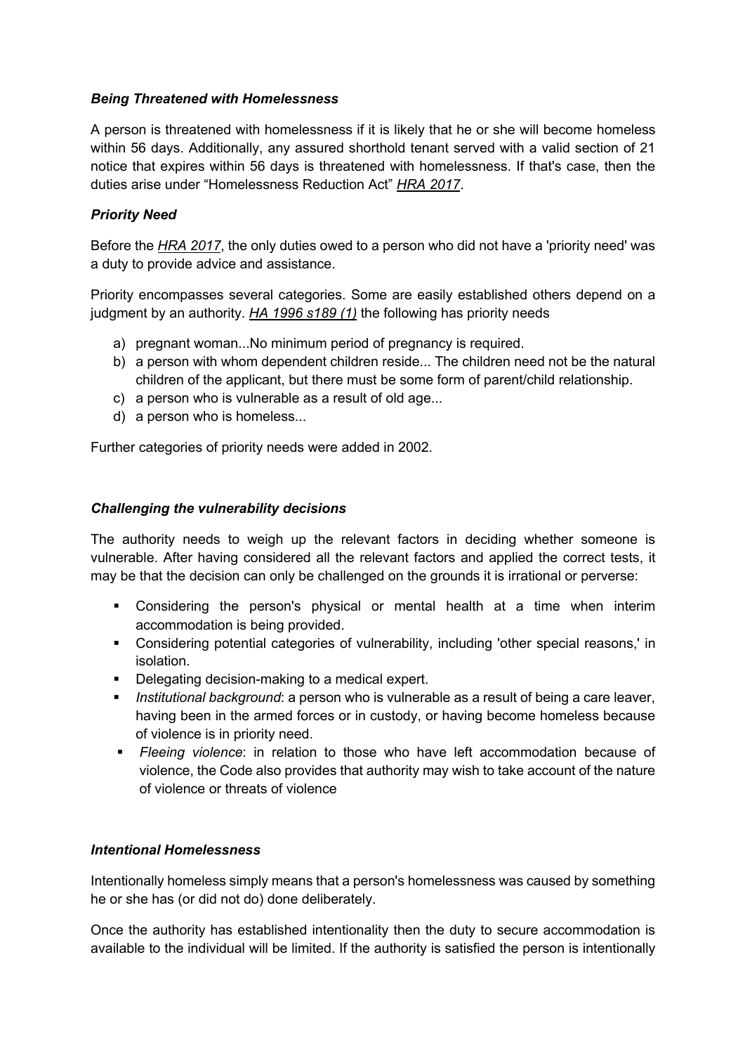### *Being Threatened with Homelessness*

A person is threatened with homelessness if it is likely that he or she will become homeless within 56 days. Additionally, any assured shorthold tenant served with a valid section of 21 notice that expires within 56 days is threatened with homelessness. If that's case, then the duties arise under "Homelessness Reduction Act" *HRA 2017*.

### *Priority Need*

Before the *HRA 2017*, the only duties owed to a person who did not have a 'priority need' was a duty to provide advice and assistance.

Priority encompasses several categories. Some are easily established others depend on a judgment by an authority. *HA 1996 s189 (1)* the following has priority needs

a) pregnant woman...No minimum period of pregnancy is required.
b) a person with whom dependent children reside... The children need not be the natural children of the applicant, but there must be some form of parent/child relationship.
c) a person who is vulnerable as a result of old age...
d) a person who is homeless...

Further categories of priority needs were added in 2002.

### *Challenging the vulnerability decisions*

The authority needs to weigh up the relevant factors in deciding whether someone is vulnerable. After having considered all the relevant factors and applied the correct tests, it may be that the decision can only be challenged on the grounds it is irrational or perverse:

- Considering the person's physical or mental health at a time when interim accommodation is being provided.
- Considering potential categories of vulnerability, including 'other special reasons,' in isolation.
- Delegating decision-making to a medical expert.
- *Institutional background*: a person who is vulnerable as a result of being a care leaver, having been in the armed forces or in custody, or having become homeless because of violence is in priority need.
- *Fleeing violence*: in relation to those who have left accommodation because of violence, the Code also provides that authority may wish to take account of the nature of violence or threats of violence

### *Intentional Homelessness*

Intentionally homeless simply means that a person's homelessness was caused by something he or she has (or did not do) done deliberately.

Once the authority has established intentionality then the duty to secure accommodation is available to the individual will be limited. If the authority is satisfied the person is intentionally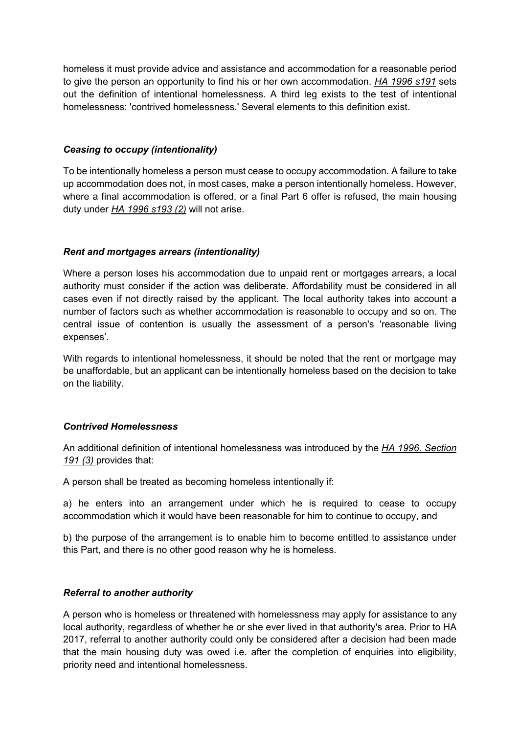homeless it must provide advice and assistance and accommodation for a reasonable period to give the person an opportunity to find his or her own accommodation. *HA 1996 s191* sets out the definition of intentional homelessness. A third leg exists to the test of intentional homelessness: 'contrived homelessness.' Several elements to this definition exist.

### *Ceasing to occupy (intentionality)*

To be intentionally homeless a person must cease to occupy accommodation. A failure to take up accommodation does not, in most cases, make a person intentionally homeless. However, where a final accommodation is offered, or a final Part 6 offer is refused, the main housing duty under *HA 1996 s193 (2)* will not arise.

### *Rent and mortgages arrears (intentionality)*

Where a person loses his accommodation due to unpaid rent or mortgages arrears, a local authority must consider if the action was deliberate. Affordability must be considered in all cases even if not directly raised by the applicant. The local authority takes into account a number of factors such as whether accommodation is reasonable to occupy and so on. The central issue of contention is usually the assessment of a person's 'reasonable living expenses'.

With regards to intentional homelessness, it should be noted that the rent or mortgage may be unaffordable, but an applicant can be intentionally homeless based on the decision to take on the liability.

### *Contrived Homelessness*

An additional definition of intentional homelessness was introduced by the *HA 1996. Section 191 (3)* provides that:

A person shall be treated as becoming homeless intentionally if:

a) he enters into an arrangement under which he is required to cease to occupy accommodation which it would have been reasonable for him to continue to occupy, and

b) the purpose of the arrangement is to enable him to become entitled to assistance under this Part, and there is no other good reason why he is homeless.

### *Referral to another authority*

A person who is homeless or threatened with homelessness may apply for assistance to any local authority, regardless of whether he or she ever lived in that authority's area. Prior to HA 2017, referral to another authority could only be considered after a decision had been made that the main housing duty was owed i.e. after the completion of enquiries into eligibility, priority need and intentional homelessness.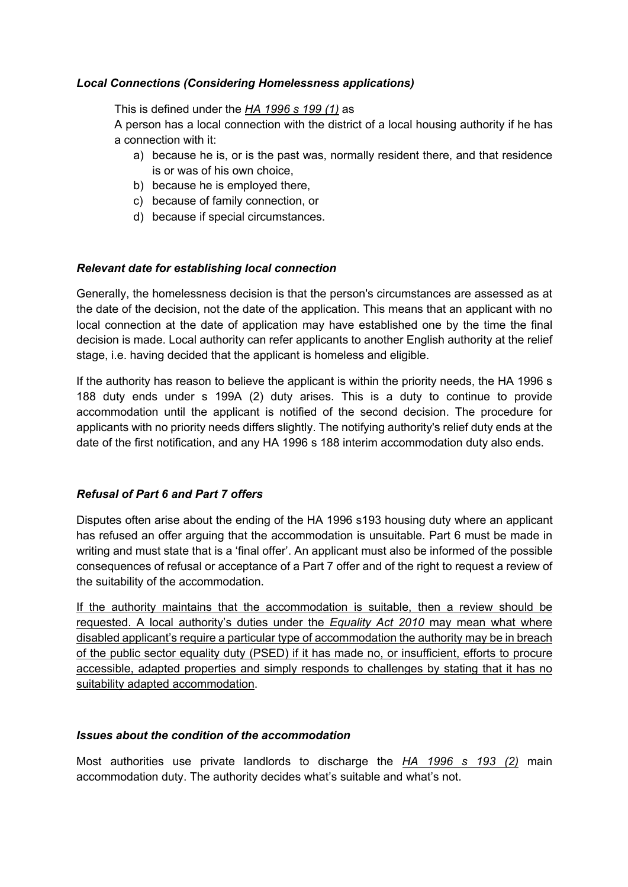### *Local Connections (Considering Homelessness applications)*

This is defined under the *HA 1996 s 199 (1)* as

A person has a local connection with the district of a local housing authority if he has a connection with it:

a) because he is, or is the past was, normally resident there, and that residence is or was of his own choice,
b) because he is employed there,
c) because of family connection, or
d) because if special circumstances.

### *Relevant date for establishing local connection*

Generally, the homelessness decision is that the person's circumstances are assessed as at the date of the decision, not the date of the application. This means that an applicant with no local connection at the date of application may have established one by the time the final decision is made. Local authority can refer applicants to another English authority at the relief stage, i.e. having decided that the applicant is homeless and eligible.

If the authority has reason to believe the applicant is within the priority needs, the HA 1996 s 188 duty ends under s 199A (2) duty arises. This is a duty to continue to provide accommodation until the applicant is notified of the second decision. The procedure for applicants with no priority needs differs slightly. The notifying authority's relief duty ends at the date of the first notification, and any HA 1996 s 188 interim accommodation duty also ends.

### *Refusal of Part 6 and Part 7 offers*

Disputes often arise about the ending of the HA 1996 s193 housing duty where an applicant has refused an offer arguing that the accommodation is unsuitable. Part 6 must be made in writing and must state that is a 'final offer'. An applicant must also be informed of the possible consequences of refusal or acceptance of a Part 7 offer and of the right to request a review of the suitability of the accommodation.

If the authority maintains that the accommodation is suitable, then a review should be requested. A local authority's duties under the *Equality Act 2010* may mean what where disabled applicant's require a particular type of accommodation the authority may be in breach of the public sector equality duty (PSED) if it has made no, or insufficient, efforts to procure accessible, adapted properties and simply responds to challenges by stating that it has no suitability adapted accommodation.

### *Issues about the condition of the accommodation*

Most authorities use private landlords to discharge the *HA 1996 s 193 (2)* main accommodation duty. The authority decides what's suitable and what's not.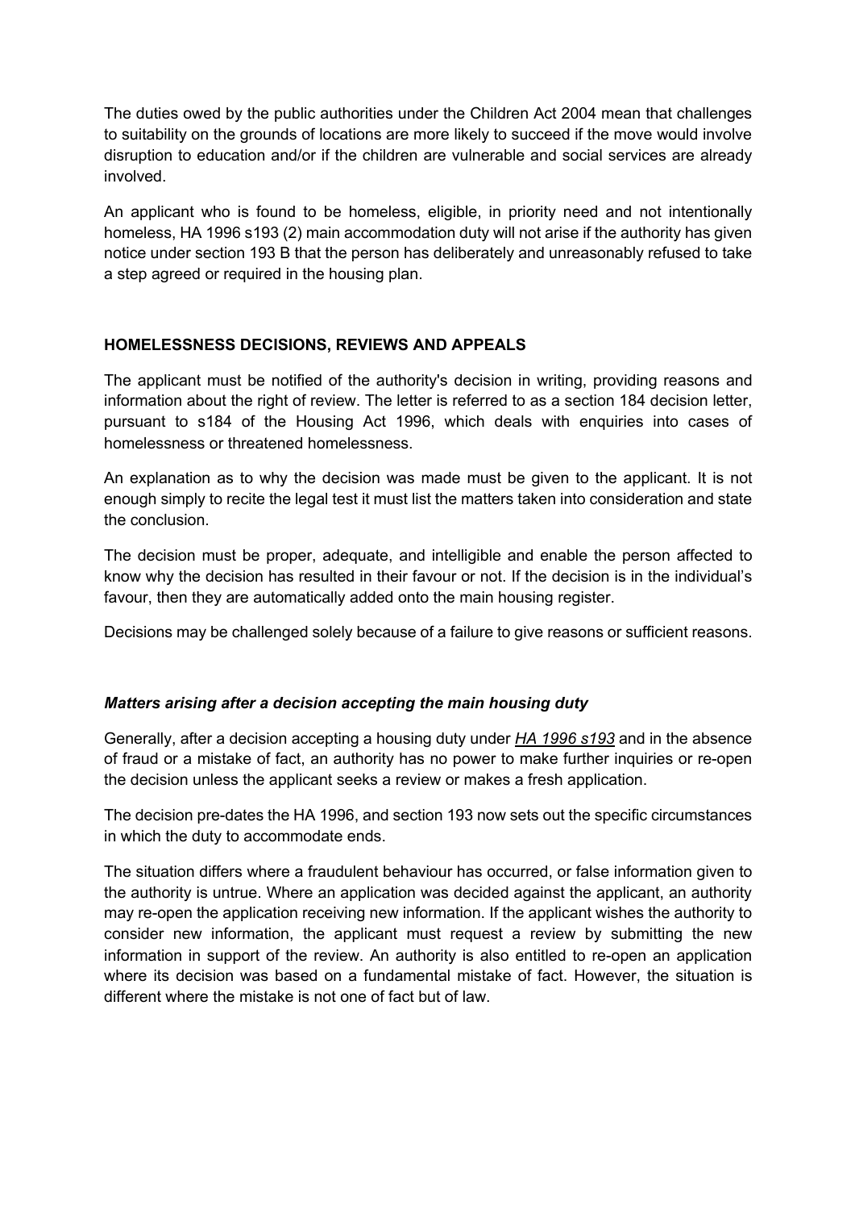The duties owed by the public authorities under the Children Act 2004 mean that challenges to suitability on the grounds of locations are more likely to succeed if the move would involve disruption to education and/or if the children are vulnerable and social services are already involved.

An applicant who is found to be homeless, eligible, in priority need and not intentionally homeless, HA 1996 s193 (2) main accommodation duty will not arise if the authority has given notice under section 193 B that the person has deliberately and unreasonably refused to take a step agreed or required in the housing plan.

## HOMELESSNESS DECISIONS, REVIEWS AND APPEALS

The applicant must be notified of the authority's decision in writing, providing reasons and information about the right of review. The letter is referred to as a section 184 decision letter, pursuant to s184 of the Housing Act 1996, which deals with enquiries into cases of homelessness or threatened homelessness.

An explanation as to why the decision was made must be given to the applicant. It is not enough simply to recite the legal test it must list the matters taken into consideration and state the conclusion.

The decision must be proper, adequate, and intelligible and enable the person affected to know why the decision has resulted in their favour or not. If the decision is in the individual's favour, then they are automatically added onto the main housing register.

Decisions may be challenged solely because of a failure to give reasons or sufficient reasons.

### *Matters arising after a decision accepting the main housing duty*

Generally, after a decision accepting a housing duty under *HA 1996 s193* and in the absence of fraud or a mistake of fact, an authority has no power to make further inquiries or re-open the decision unless the applicant seeks a review or makes a fresh application.

The decision pre-dates the HA 1996, and section 193 now sets out the specific circumstances in which the duty to accommodate ends.

The situation differs where a fraudulent behaviour has occurred, or false information given to the authority is untrue. Where an application was decided against the applicant, an authority may re-open the application receiving new information. If the applicant wishes the authority to consider new information, the applicant must request a review by submitting the new information in support of the review. An authority is also entitled to re-open an application where its decision was based on a fundamental mistake of fact. However, the situation is different where the mistake is not one of fact but of law.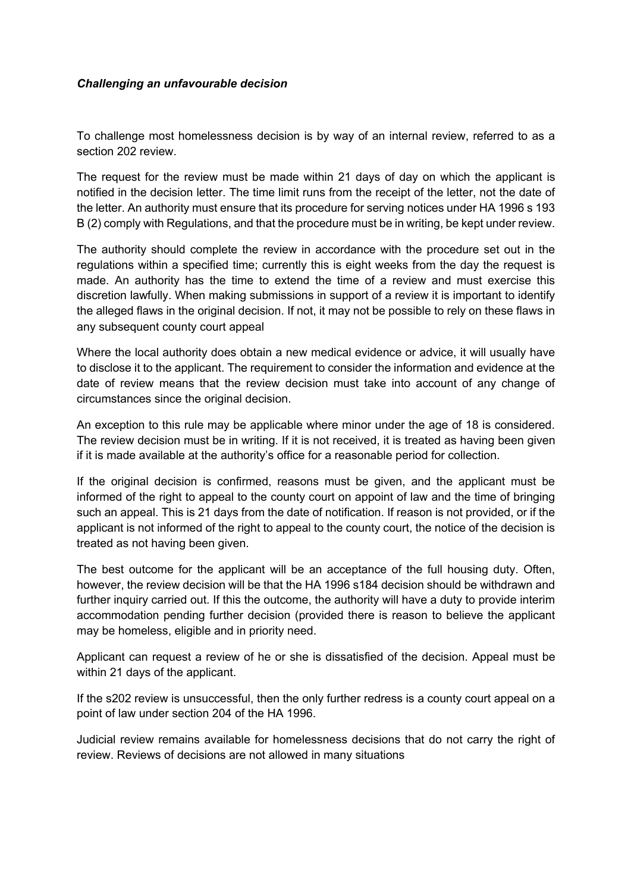***Challenging an unfavourable decision***

To challenge most homelessness decision is by way of an internal review, referred to as a section 202 review.

The request for the review must be made within 21 days of day on which the applicant is notified in the decision letter. The time limit runs from the receipt of the letter, not the date of the letter. An authority must ensure that its procedure for serving notices under HA 1996 s 193 B (2) comply with Regulations, and that the procedure must be in writing, be kept under review.

The authority should complete the review in accordance with the procedure set out in the regulations within a specified time; currently this is eight weeks from the day the request is made. An authority has the time to extend the time of a review and must exercise this discretion lawfully. When making submissions in support of a review it is important to identify the alleged flaws in the original decision. If not, it may not be possible to rely on these flaws in any subsequent county court appeal

Where the local authority does obtain a new medical evidence or advice, it will usually have to disclose it to the applicant. The requirement to consider the information and evidence at the date of review means that the review decision must take into account of any change of circumstances since the original decision.

An exception to this rule may be applicable where minor under the age of 18 is considered. The review decision must be in writing. If it is not received, it is treated as having been given if it is made available at the authority's office for a reasonable period for collection.

If the original decision is confirmed, reasons must be given, and the applicant must be informed of the right to appeal to the county court on appoint of law and the time of bringing such an appeal. This is 21 days from the date of notification. If reason is not provided, or if the applicant is not informed of the right to appeal to the county court, the notice of the decision is treated as not having been given.

The best outcome for the applicant will be an acceptance of the full housing duty. Often, however, the review decision will be that the HA 1996 s184 decision should be withdrawn and further inquiry carried out. If this the outcome, the authority will have a duty to provide interim accommodation pending further decision (provided there is reason to believe the applicant may be homeless, eligible and in priority need.

Applicant can request a review of he or she is dissatisfied of the decision. Appeal must be within 21 days of the applicant.

If the s202 review is unsuccessful, then the only further redress is a county court appeal on a point of law under section 204 of the HA 1996.

Judicial review remains available for homelessness decisions that do not carry the right of review. Reviews of decisions are not allowed in many situations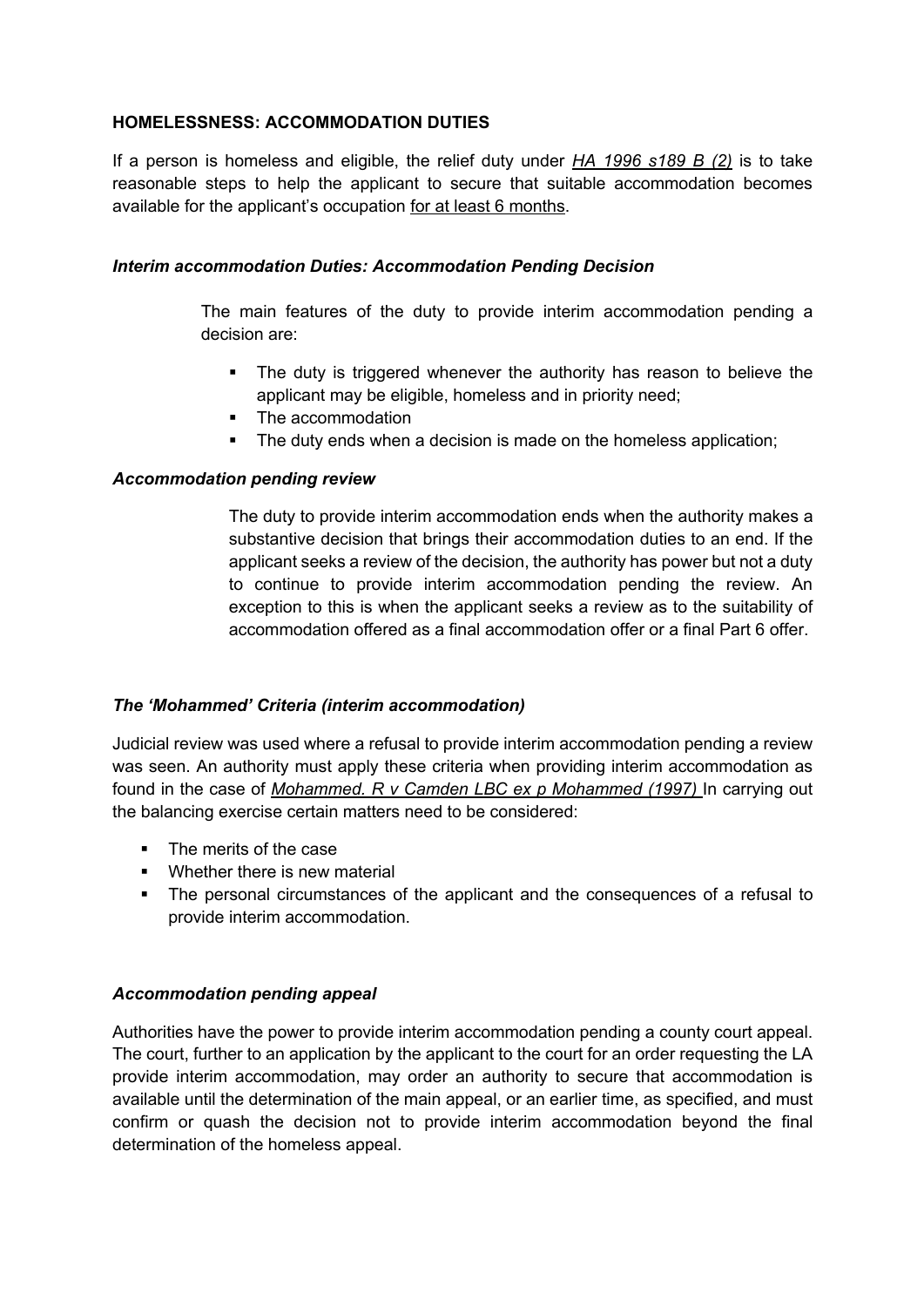**HOMELESSNESS: ACCOMMODATION DUTIES**

If a person is homeless and eligible, the relief duty under *HA 1996 s189 B (2)* is to take reasonable steps to help the applicant to secure that suitable accommodation becomes available for the applicant's occupation for at least 6 months.

### *Interim accommodation Duties: Accommodation Pending Decision*

The main features of the duty to provide interim accommodation pending a decision are:

- The duty is triggered whenever the authority has reason to believe the applicant may be eligible, homeless and in priority need;
- The accommodation
- The duty ends when a decision is made on the homeless application;

### *Accommodation pending review*

The duty to provide interim accommodation ends when the authority makes a substantive decision that brings their accommodation duties to an end. If the applicant seeks a review of the decision, the authority has power but not a duty to continue to provide interim accommodation pending the review. An exception to this is when the applicant seeks a review as to the suitability of accommodation offered as a final accommodation offer or a final Part 6 offer.

### *The 'Mohammed' Criteria (interim accommodation)*

Judicial review was used where a refusal to provide interim accommodation pending a review was seen. An authority must apply these criteria when providing interim accommodation as found in the case of *Mohammed. R v Camden LBC ex p Mohammed (1997)* In carrying out the balancing exercise certain matters need to be considered:

- The merits of the case
- Whether there is new material
- The personal circumstances of the applicant and the consequences of a refusal to provide interim accommodation.

### *Accommodation pending appeal*

Authorities have the power to provide interim accommodation pending a county court appeal. The court, further to an application by the applicant to the court for an order requesting the LA provide interim accommodation, may order an authority to secure that accommodation is available until the determination of the main appeal, or an earlier time, as specified, and must confirm or quash the decision not to provide interim accommodation beyond the final determination of the homeless appeal.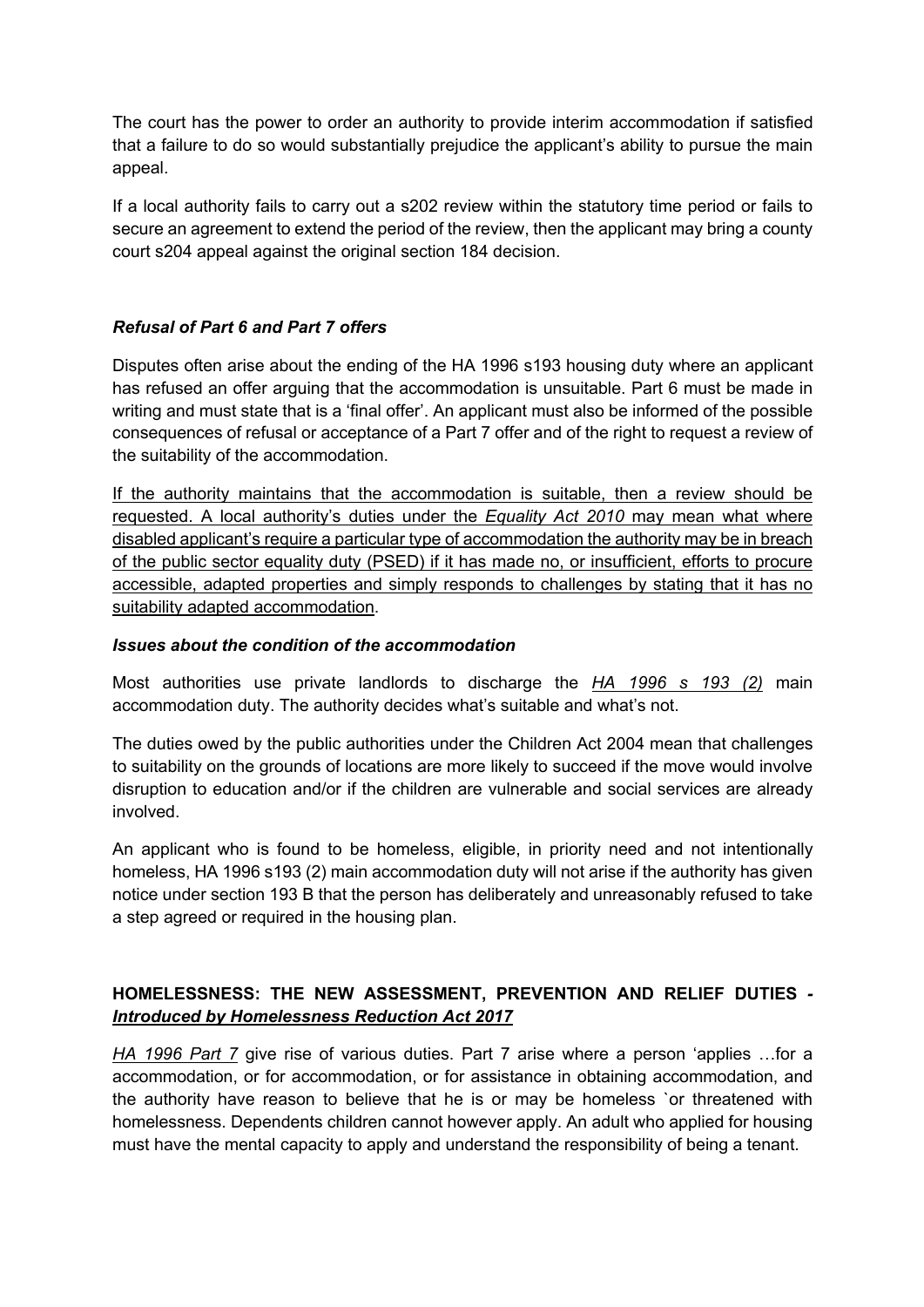The court has the power to order an authority to provide interim accommodation if satisfied that a failure to do so would substantially prejudice the applicant's ability to pursue the main appeal.

If a local authority fails to carry out a s202 review within the statutory time period or fails to secure an agreement to extend the period of the review, then the applicant may bring a county court s204 appeal against the original section 184 decision.

### *Refusal of Part 6 and Part 7 offers*

Disputes often arise about the ending of the HA 1996 s193 housing duty where an applicant has refused an offer arguing that the accommodation is unsuitable. Part 6 must be made in writing and must state that is a 'final offer'. An applicant must also be informed of the possible consequences of refusal or acceptance of a Part 7 offer and of the right to request a review of the suitability of the accommodation.

<u>If the authority maintains that the accommodation is suitable, then a review should be requested. A local authority's duties under the *Equality Act 2010* may mean what where disabled applicant's require a particular type of accommodation the authority may be in breach of the public sector equality duty (PSED) if it has made no, or insufficient, efforts to procure accessible, adapted properties and simply responds to challenges by stating that it has no suitability adapted accommodation</u>.

### *Issues about the condition of the accommodation*

Most authorities use private landlords to discharge the <u>*HA 1996 s 193 (2)*</u> main accommodation duty. The authority decides what's suitable and what's not.

The duties owed by the public authorities under the Children Act 2004 mean that challenges to suitability on the grounds of locations are more likely to succeed if the move would involve disruption to education and/or if the children are vulnerable and social services are already involved.

An applicant who is found to be homeless, eligible, in priority need and not intentionally homeless, HA 1996 s193 (2) main accommodation duty will not arise if the authority has given notice under section 193 B that the person has deliberately and unreasonably refused to take a step agreed or required in the housing plan.

## HOMELESSNESS: THE NEW ASSESSMENT, PREVENTION AND RELIEF DUTIES - *<u>Introduced by Homelessness Reduction Act 2017</u>*

<u>*HA 1996 Part 7*</u> give rise of various duties. Part 7 arise where a person 'applies …for a accommodation, or for accommodation, or for assistance in obtaining accommodation, and the authority have reason to believe that he is or may be homeless `or threatened with homelessness. Dependents children cannot however apply. An adult who applied for housing must have the mental capacity to apply and understand the responsibility of being a tenant.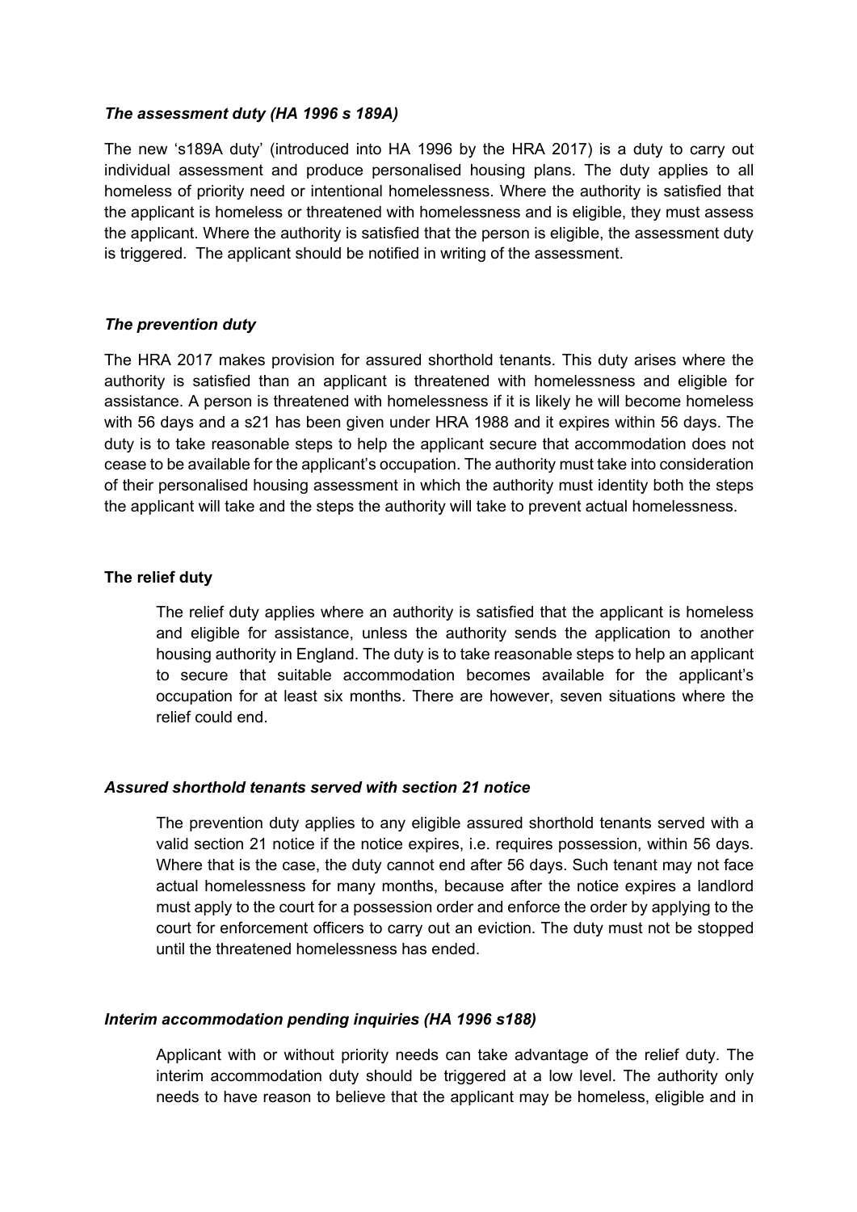### *The assessment duty (HA 1996 s 189A)*

The new 's189A duty' (introduced into HA 1996 by the HRA 2017) is a duty to carry out individual assessment and produce personalised housing plans. The duty applies to all homeless of priority need or intentional homelessness. Where the authority is satisfied that the applicant is homeless or threatened with homelessness and is eligible, they must assess the applicant. Where the authority is satisfied that the person is eligible, the assessment duty is triggered. The applicant should be notified in writing of the assessment.

### *The prevention duty*

The HRA 2017 makes provision for assured shorthold tenants. This duty arises where the authority is satisfied than an applicant is threatened with homelessness and eligible for assistance. A person is threatened with homelessness if it is likely he will become homeless with 56 days and a s21 has been given under HRA 1988 and it expires within 56 days. The duty is to take reasonable steps to help the applicant secure that accommodation does not cease to be available for the applicant's occupation. The authority must take into consideration of their personalised housing assessment in which the authority must identity both the steps the applicant will take and the steps the authority will take to prevent actual homelessness.

### **The relief duty**

The relief duty applies where an authority is satisfied that the applicant is homeless and eligible for assistance, unless the authority sends the application to another housing authority in England. The duty is to take reasonable steps to help an applicant to secure that suitable accommodation becomes available for the applicant's occupation for at least six months. There are however, seven situations where the relief could end.

### *Assured shorthold tenants served with section 21 notice*

The prevention duty applies to any eligible assured shorthold tenants served with a valid section 21 notice if the notice expires, i.e. requires possession, within 56 days. Where that is the case, the duty cannot end after 56 days. Such tenant may not face actual homelessness for many months, because after the notice expires a landlord must apply to the court for a possession order and enforce the order by applying to the court for enforcement officers to carry out an eviction. The duty must not be stopped until the threatened homelessness has ended.

### *Interim accommodation pending inquiries (HA 1996 s188)*

Applicant with or without priority needs can take advantage of the relief duty. The interim accommodation duty should be triggered at a low level. The authority only needs to have reason to believe that the applicant may be homeless, eligible and in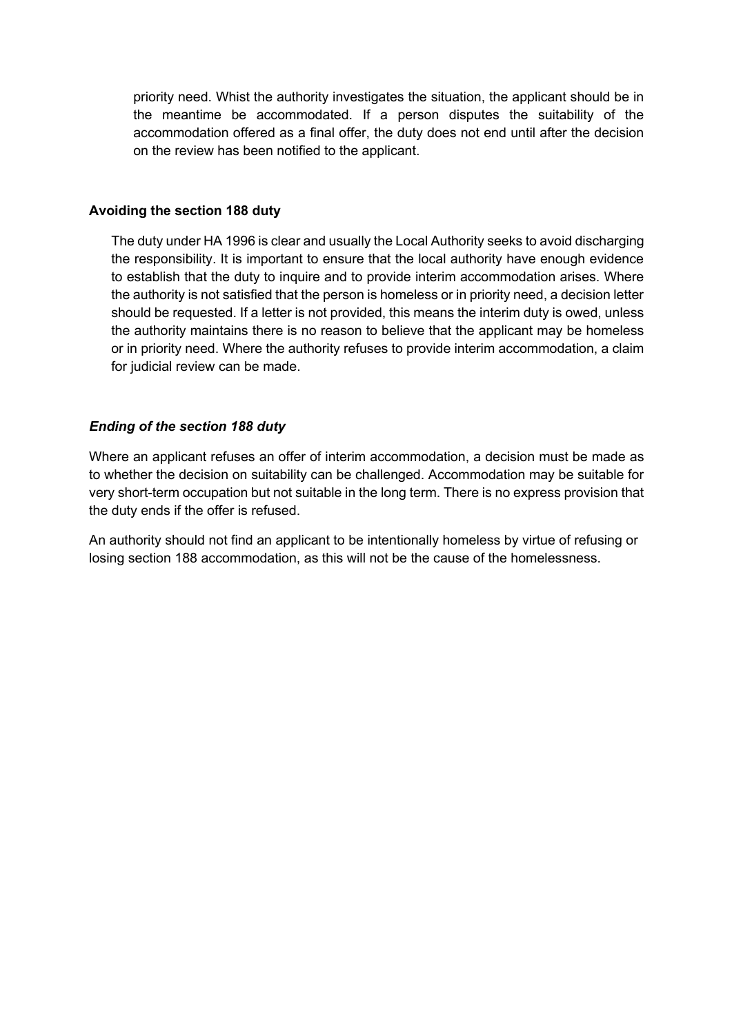priority need. Whist the authority investigates the situation, the applicant should be in the meantime be accommodated. If a person disputes the suitability of the accommodation offered as a final offer, the duty does not end until after the decision on the review has been notified to the applicant.

**Avoiding the section 188 duty**

The duty under HA 1996 is clear and usually the Local Authority seeks to avoid discharging the responsibility. It is important to ensure that the local authority have enough evidence to establish that the duty to inquire and to provide interim accommodation arises. Where the authority is not satisfied that the person is homeless or in priority need, a decision letter should be requested. If a letter is not provided, this means the interim duty is owed, unless the authority maintains there is no reason to believe that the applicant may be homeless or in priority need. Where the authority refuses to provide interim accommodation, a claim for judicial review can be made.

***Ending of the section 188 duty***

Where an applicant refuses an offer of interim accommodation, a decision must be made as to whether the decision on suitability can be challenged. Accommodation may be suitable for very short-term occupation but not suitable in the long term. There is no express provision that the duty ends if the offer is refused.

An authority should not find an applicant to be intentionally homeless by virtue of refusing or losing section 188 accommodation, as this will not be the cause of the homelessness.